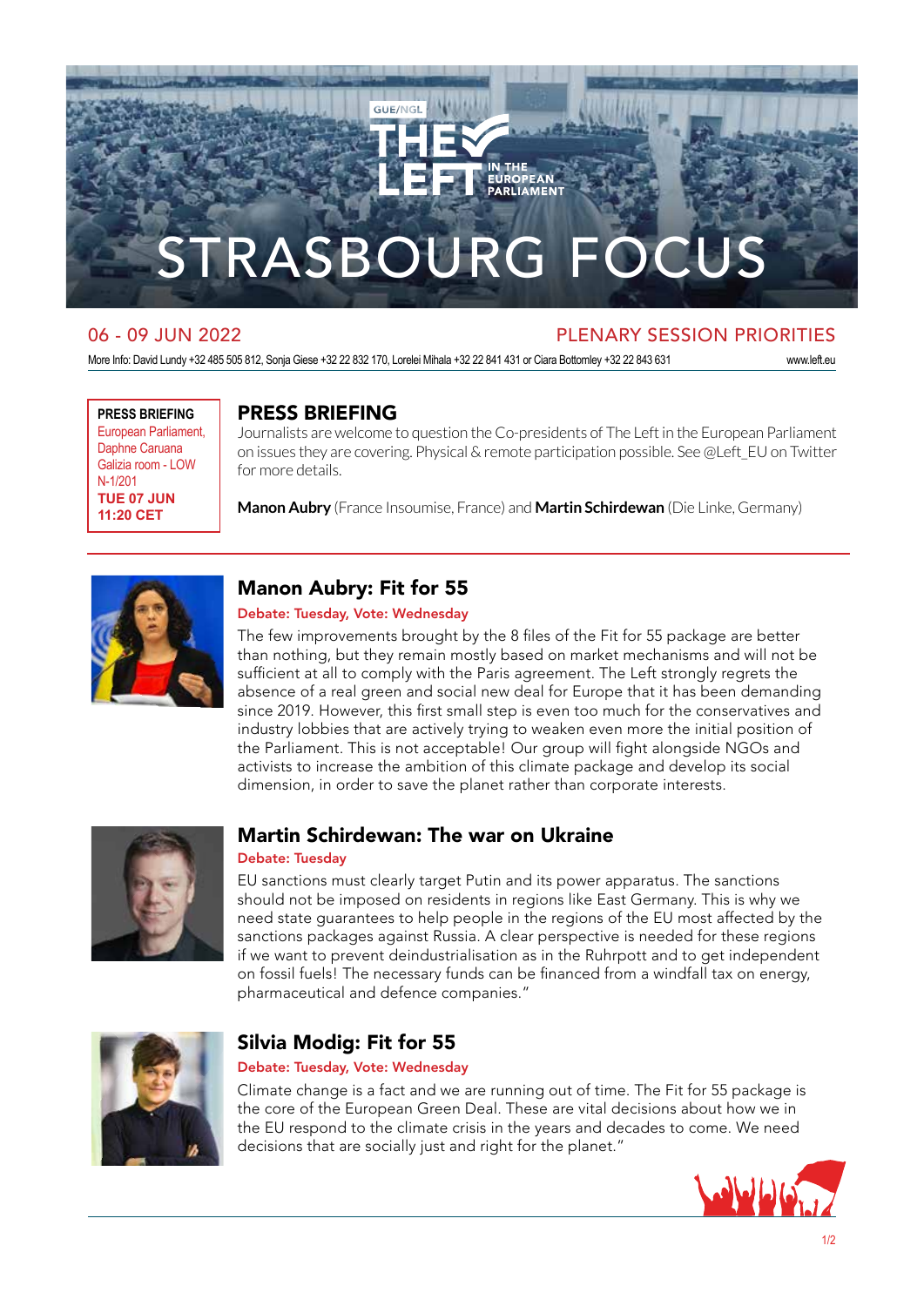GUE/NGL

THE LEFT IN THE EUROPEAN PARLIAMENT

# STRASBOURG FOCUS

06 - 09 JUN 2022

PLENARY SESSION PRIORITIES

More Info: David Lundy +32 485 505 812, Sonja Giese +32 22 832 170, Lorelei Mihala +32 22 841 431 or Ciara Bottomley +32 22 843 631

www.left.eu

**PRESS BRIEFING**
European Parliament, Daphne Caruana Galizia room - LOW N-1/201
**TUE 07 JUN 11:20 CET**

## PRESS BRIEFING

Journalists are welcome to question the Co-presidents of The Left in the European Parliament on issues they are covering. Physical & remote participation possible. See @Left_EU on Twitter for more details.

**Manon Aubry** (France Insoumise, France) and **Martin Schirdewan** (Die Linke, Germany)

## Manon Aubry: Fit for 55

**Debate: Tuesday, Vote: Wednesday**

The few improvements brought by the 8 files of the Fit for 55 package are better than nothing, but they remain mostly based on market mechanisms and will not be sufficient at all to comply with the Paris agreement. The Left strongly regrets the absence of a real green and social new deal for Europe that it has been demanding since 2019. However, this first small step is even too much for the conservatives and industry lobbies that are actively trying to weaken even more the initial position of the Parliament. This is not acceptable! Our group will fight alongside NGOs and activists to increase the ambition of this climate package and develop its social dimension, in order to save the planet rather than corporate interests.

## Martin Schirdewan: The war on Ukraine

**Debate: Tuesday**

EU sanctions must clearly target Putin and its power apparatus. The sanctions should not be imposed on residents in regions like East Germany. This is why we need state guarantees to help people in the regions of the EU most affected by the sanctions packages against Russia. A clear perspective is needed for these regions if we want to prevent deindustrialisation as in the Ruhrpott and to get independent on fossil fuels! The necessary funds can be financed from a windfall tax on energy, pharmaceutical and defence companies."

## Silvia Modig: Fit for 55

**Debate: Tuesday, Vote: Wednesday**

Climate change is a fact and we are running out of time. The Fit for 55 package is the core of the European Green Deal. These are vital decisions about how we in the EU respond to the climate crisis in the years and decades to come. We need decisions that are socially just and right for the planet."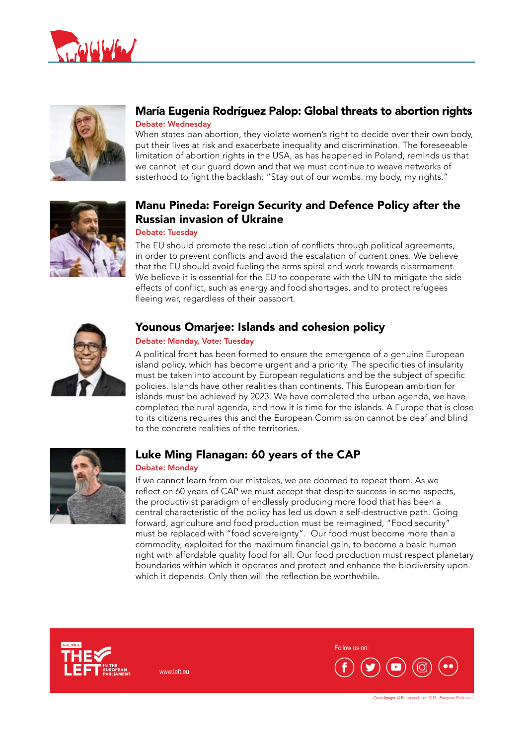## María Eugenia Rodríguez Palop: Global threats to abortion rights

**Debate: Wednesday**

When states ban abortion, they violate women's right to decide over their own body, put their lives at risk and exacerbate inequality and discrimination. The foreseeable limitation of abortion rights in the USA, as has happened in Poland, reminds us that we cannot let our guard down and that we must continue to weave networks of sisterhood to fight the backlash: "Stay out of our wombs: my body, my rights."

## Manu Pineda: Foreign Security and Defence Policy after the Russian invasion of Ukraine

**Debate: Tuesday**

The EU should promote the resolution of conflicts through political agreements, in order to prevent conflicts and avoid the escalation of current ones. We believe that the EU should avoid fueling the arms spiral and work towards disarmament. We believe it is essential for the EU to cooperate with the UN to mitigate the side effects of conflict, such as energy and food shortages, and to protect refugees fleeing war, regardless of their passport.

## Younous Omarjee: Islands and cohesion policy

**Debate: Monday, Vote: Tuesday**

A political front has been formed to ensure the emergence of a genuine European island policy, which has become urgent and a priority. The specificities of insularity must be taken into account by European regulations and be the subject of specific policies. Islands have other realities than continents. This European ambition for islands must be achieved by 2023. We have completed the urban agenda, we have completed the rural agenda, and now it is time for the islands. A Europe that is close to its citizens requires this and the European Commission cannot be deaf and blind to the concrete realities of the territories.

## Luke Ming Flanagan: 60 years of the CAP

**Debate: Monday**

If we cannot learn from our mistakes, we are doomed to repeat them. As we reflect on 60 years of CAP we must accept that despite success in some aspects, the productivist paradigm of endlessly producing more food that has been a central characteristic of the policy has led us down a self-destructive path. Going forward, agriculture and food production must be reimagined, "Food security" must be replaced with "food sovereignty". Our food must become more than a commodity, exploited for the maximum financial gain, to become a basic human right with affordable quality food for all. Our food production must respect planetary boundaries within which it operates and protect and enhance the biodiversity upon which it depends. Only then will the reflection be worthwhile.

GUE/NGL THE LEFT IN THE EUROPEAN PARLIAMENT

www.left.eu

Follow us on:

Cover Imager: © European Union 2018 - European Parliament